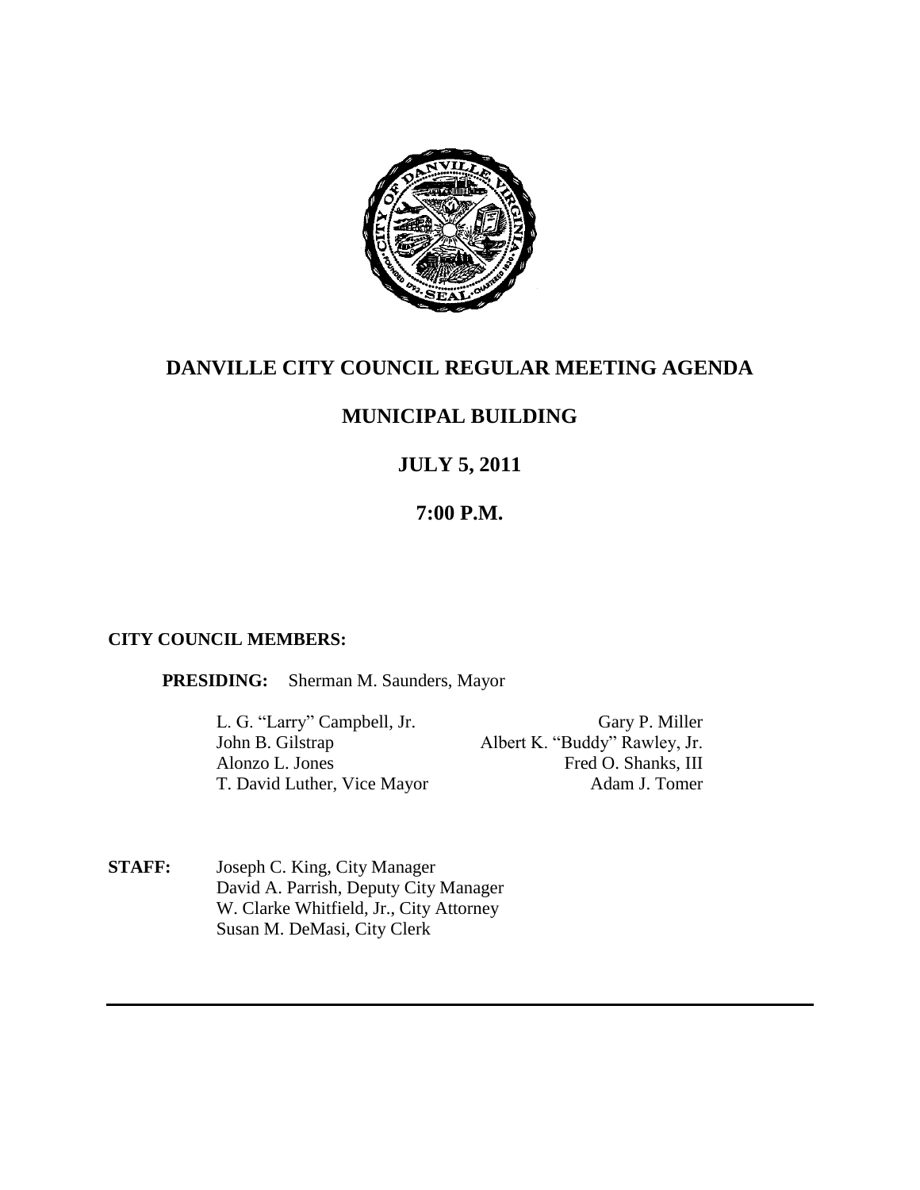# DANVILLE CITY COUNCIL REGULAR MEETING AGENDA

## MUNICIPAL BUILDING

## JULY 5, 2011

## 7:00 P.M.

**CITY COUNCIL MEMBERS:**

**PRESIDING:** Sherman M. Saunders, Mayor

L. G. "Larry" Campbell, Jr.
John B. Gilstrap
Alonzo L. Jones
T. David Luther, Vice Mayor
Gary P. Miller
Albert K. "Buddy" Rawley, Jr.
Fred O. Shanks, III
Adam J. Tomer

**STAFF:** Joseph C. King, City Manager
David A. Parrish, Deputy City Manager
W. Clarke Whitfield, Jr., City Attorney
Susan M. DeMasi, City Clerk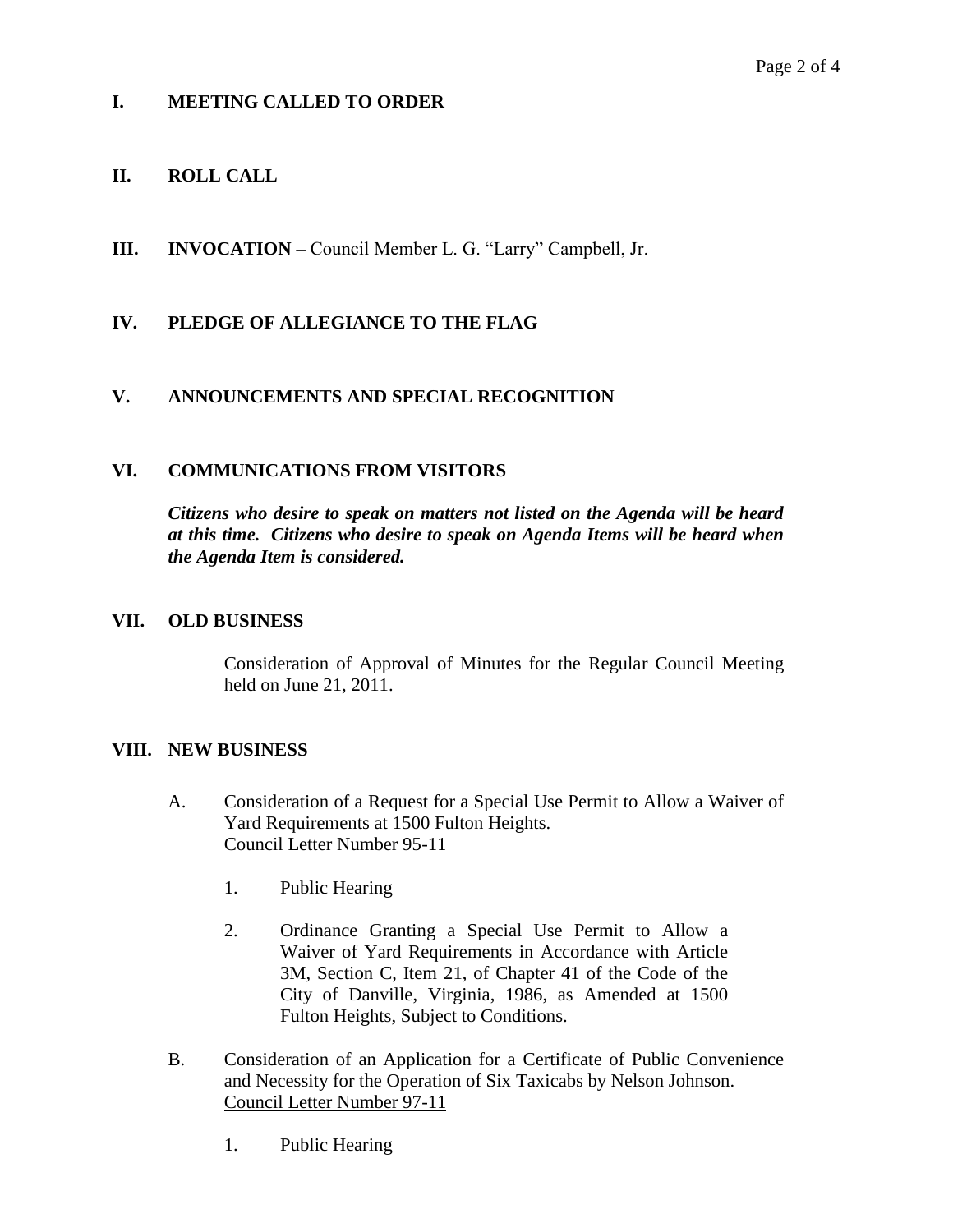## I. MEETING CALLED TO ORDER

## II. ROLL CALL

## III. INVOCATION – Council Member L. G. "Larry" Campbell, Jr.

## IV. PLEDGE OF ALLEGIANCE TO THE FLAG

## V. ANNOUNCEMENTS AND SPECIAL RECOGNITION

## VI. COMMUNICATIONS FROM VISITORS

***Citizens who desire to speak on matters not listed on the Agenda will be heard at this time. Citizens who desire to speak on Agenda Items will be heard when the Agenda Item is considered.***

## VII. OLD BUSINESS

Consideration of Approval of Minutes for the Regular Council Meeting held on June 21, 2011.

## VIII. NEW BUSINESS

A. Consideration of a Request for a Special Use Permit to Allow a Waiver of Yard Requirements at 1500 Fulton Heights.
Council Letter Number 95-11

1. Public Hearing

2. Ordinance Granting a Special Use Permit to Allow a Waiver of Yard Requirements in Accordance with Article 3M, Section C, Item 21, of Chapter 41 of the Code of the City of Danville, Virginia, 1986, as Amended at 1500 Fulton Heights, Subject to Conditions.

B. Consideration of an Application for a Certificate of Public Convenience and Necessity for the Operation of Six Taxicabs by Nelson Johnson.
Council Letter Number 97-11

1. Public Hearing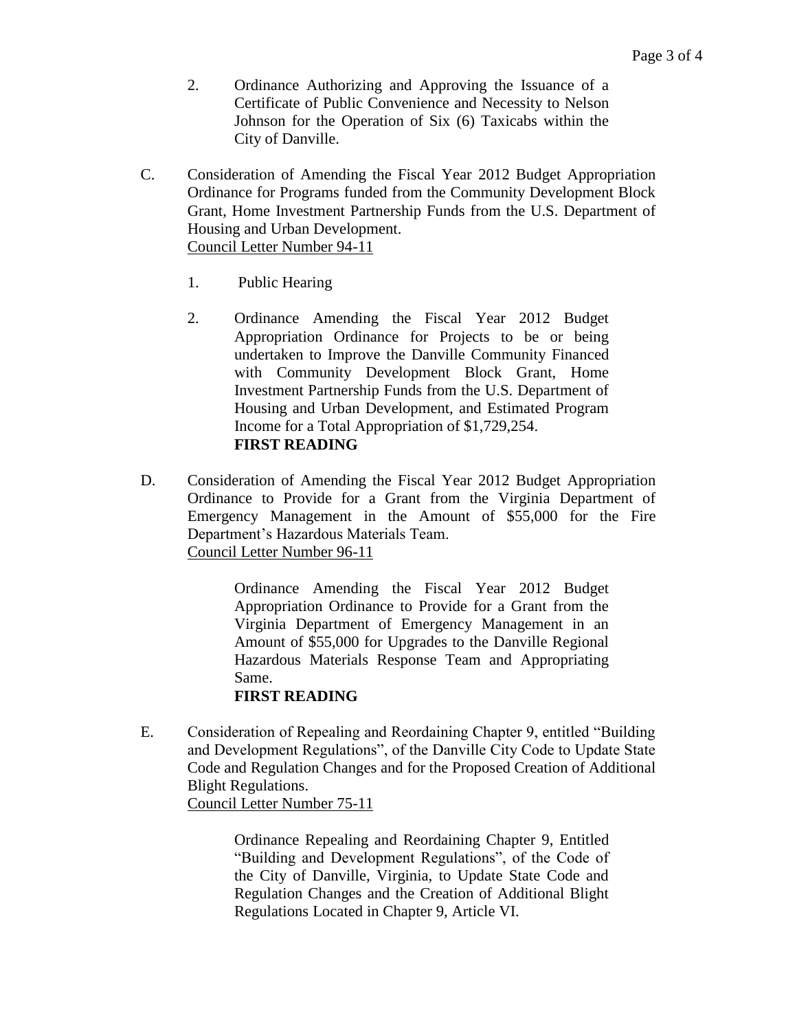2. Ordinance Authorizing and Approving the Issuance of a Certificate of Public Convenience and Necessity to Nelson Johnson for the Operation of Six (6) Taxicabs within the City of Danville.

C. Consideration of Amending the Fiscal Year 2012 Budget Appropriation Ordinance for Programs funded from the Community Development Block Grant, Home Investment Partnership Funds from the U.S. Department of Housing and Urban Development.
Council Letter Number 94-11

1. Public Hearing

2. Ordinance Amending the Fiscal Year 2012 Budget Appropriation Ordinance for Projects to be or being undertaken to Improve the Danville Community Financed with Community Development Block Grant, Home Investment Partnership Funds from the U.S. Department of Housing and Urban Development, and Estimated Program Income for a Total Appropriation of $1,729,254.
**FIRST READING**

D. Consideration of Amending the Fiscal Year 2012 Budget Appropriation Ordinance to Provide for a Grant from the Virginia Department of Emergency Management in the Amount of $55,000 for the Fire Department's Hazardous Materials Team.
Council Letter Number 96-11

Ordinance Amending the Fiscal Year 2012 Budget Appropriation Ordinance to Provide for a Grant from the Virginia Department of Emergency Management in an Amount of $55,000 for Upgrades to the Danville Regional Hazardous Materials Response Team and Appropriating Same.
**FIRST READING**

E. Consideration of Repealing and Reordaining Chapter 9, entitled "Building and Development Regulations", of the Danville City Code to Update State Code and Regulation Changes and for the Proposed Creation of Additional Blight Regulations.
Council Letter Number 75-11

Ordinance Repealing and Reordaining Chapter 9, Entitled "Building and Development Regulations", of the Code of the City of Danville, Virginia, to Update State Code and Regulation Changes and the Creation of Additional Blight Regulations Located in Chapter 9, Article VI.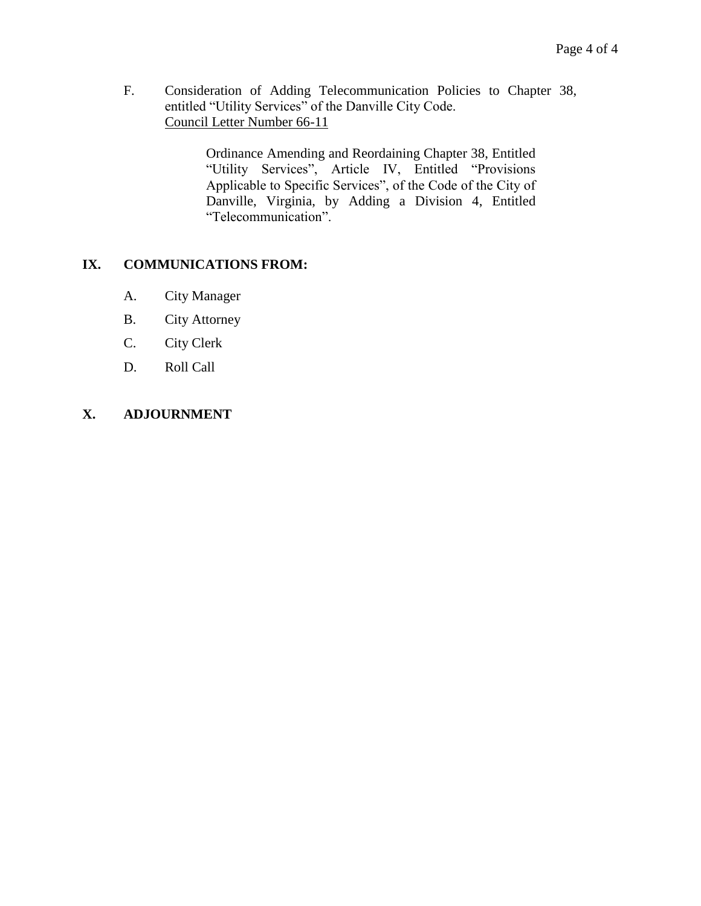F. Consideration of Adding Telecommunication Policies to Chapter 38, entitled “Utility Services” of the Danville City Code.
Council Letter Number 66-11

> Ordinance Amending and Reordaining Chapter 38, Entitled “Utility Services”, Article IV, Entitled “Provisions Applicable to Specific Services”, of the Code of the City of Danville, Virginia, by Adding a Division 4, Entitled “Telecommunication”.

## IX. COMMUNICATIONS FROM:

A. City Manager

B. City Attorney

C. City Clerk

D. Roll Call

## X. ADJOURNMENT